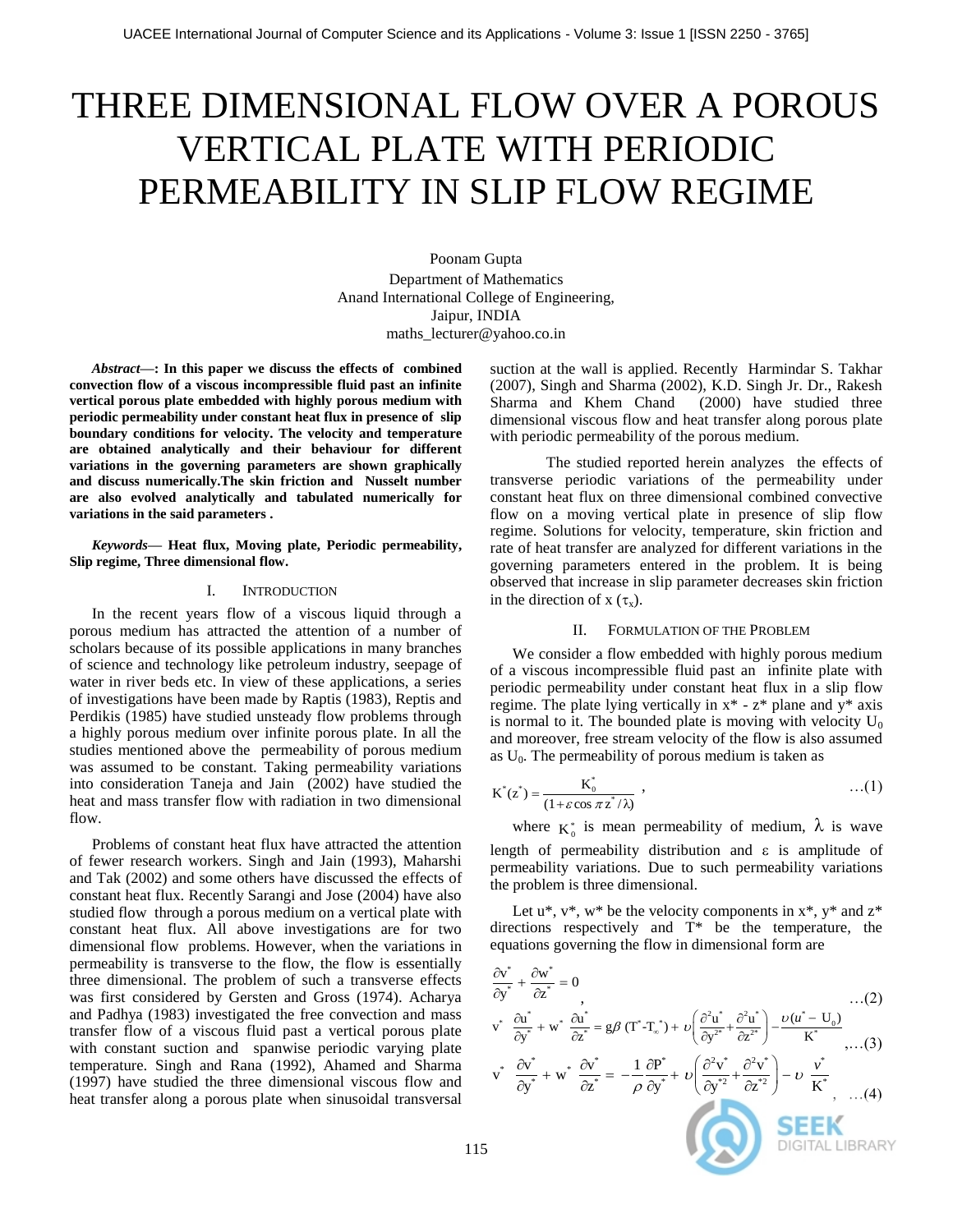# THREE DIMENSIONAL FLOW OVER A POROUS VERTICAL PLATE WITH PERIODIC PERMEABILITY IN SLIP FLOW REGIME

Poonam Gupta
Department of Mathematics
Anand International College of Engineering,
Jaipur, INDIA
maths_lecturer@yahoo.co.in

***Abstract*—: In this paper we discuss the effects of combined convection flow of a viscous incompressible fluid past an infinite vertical porous plate embedded with highly porous medium with periodic permeability under constant heat flux in presence of slip boundary conditions for velocity. The velocity and temperature are obtained analytically and their behaviour for different variations in the governing parameters are shown graphically and discuss numerically.The skin friction and Nusselt number are also evolved analytically and tabulated numerically for variations in the said parameters .**

***Keywords*— Heat flux, Moving plate, Periodic permeability, Slip regime, Three dimensional flow.**

## I. INTRODUCTION

In the recent years flow of a viscous liquid through a porous medium has attracted the attention of a number of scholars because of its possible applications in many branches of science and technology like petroleum industry, seepage of water in river beds etc. In view of these applications, a series of investigations have been made by Raptis (1983), Reptis and Perdikis (1985) have studied unsteady flow problems through a highly porous medium over infinite porous plate. In all the studies mentioned above the permeability of porous medium was assumed to be constant. Taking permeability variations into consideration Taneja and Jain (2002) have studied the heat and mass transfer flow with radiation in two dimensional flow.

Problems of constant heat flux have attracted the attention of fewer research workers. Singh and Jain (1993), Maharshi and Tak (2002) and some others have discussed the effects of constant heat flux. Recently Sarangi and Jose (2004) have also studied flow through a porous medium on a vertical plate with constant heat flux. All above investigations are for two dimensional flow problems. However, when the variations in permeability is transverse to the flow, the flow is essentially three dimensional. The problem of such a transverse effects was first considered by Gersten and Gross (1974). Acharya and Padhya (1983) investigated the free convection and mass transfer flow of a viscous fluid past a vertical porous plate with constant suction and spanwise periodic varying plate temperature. Singh and Rana (1992), Ahamed and Sharma (1997) have studied the three dimensional viscous flow and heat transfer along a porous plate when sinusoidal transversal suction at the wall is applied. Recently Harmindar S. Takhar (2007), Singh and Sharma (2002), K.D. Singh Jr. Dr., Rakesh Sharma and Khem Chand (2000) have studied three dimensional viscous flow and heat transfer along porous plate with periodic permeability of the porous medium.

The studied reported herein analyzes the effects of transverse periodic variations of the permeability under constant heat flux on three dimensional combined convective flow on a moving vertical plate in presence of slip flow regime. Solutions for velocity, temperature, skin friction and rate of heat transfer are analyzed for different variations in the governing parameters entered in the problem. It is being observed that increase in slip parameter decreases skin friction in the direction of x ($\tau_x$).

## II. FORMULATION OF THE PROBLEM

We consider a flow embedded with highly porous medium of a viscous incompressible fluid past an infinite plate with periodic permeability under constant heat flux in a slip flow regime. The plate lying vertically in x* - z* plane and y* axis is normal to it. The bounded plate is moving with velocity $U_0$ and moreover, free stream velocity of the flow is also assumed as $U_0$. The permeability of porous medium is taken as

$$K^*(z^*) = \frac{K_0^*}{(1+\varepsilon\cos\pi z^*/\lambda)} \quad , \qquad \ldots(1)$$

where $K_0^*$ is mean permeability of medium, $\lambda$ is wave length of permeability distribution and $\varepsilon$ is amplitude of permeability variations. Due to such permeability variations the problem is three dimensional.

Let u*, v*, w* be the velocity components in x*, y* and z* directions respectively and T* be the temperature, the equations governing the flow in dimensional form are

$$\frac{\partial v^*}{\partial y^*} + \frac{\partial w^*}{\partial z^*} = 0 \quad , \qquad \ldots(2)$$

$$v^*\frac{\partial u^*}{\partial y^*} + w^*\frac{\partial u^*}{\partial z^*} = g\beta\,(T^*\text{-}T_\infty^*) + \upsilon\left(\frac{\partial^2 u^*}{\partial y^{2*}} + \frac{\partial^2 u^*}{\partial z^{2*}}\right) - \frac{\upsilon(u^* - U_0)}{K^*} \quad ,\ldots(3)$$

$$v^*\frac{\partial v^*}{\partial y^*} + w^*\frac{\partial v^*}{\partial z^*} = -\frac{1}{\rho}\frac{\partial P^*}{\partial y^*} + \upsilon\left(\frac{\partial^2 v^*}{\partial y^{*2}} + \frac{\partial^2 v^*}{\partial z^{*2}}\right) - \upsilon\,\frac{v^*}{K^*} \quad , \ldots(4)$$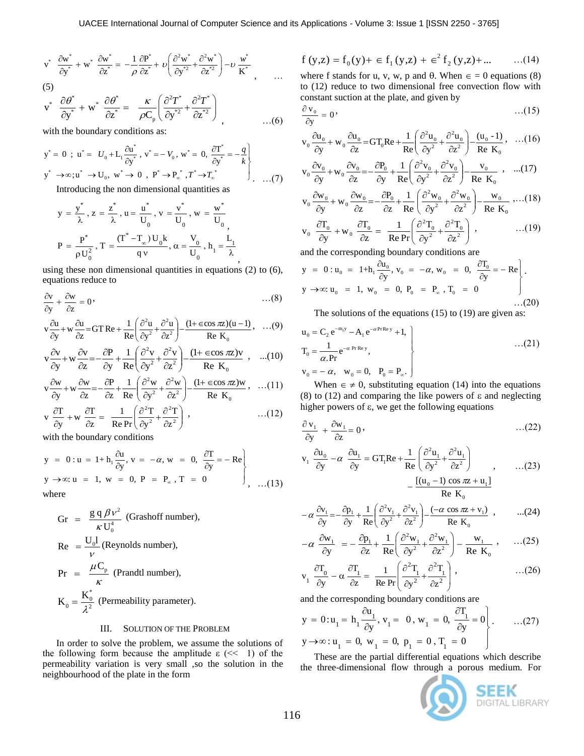$$v^* \frac{\partial w^*}{\partial y^*} + w^* \frac{\partial w^*}{\partial z^*} = -\frac{1}{\rho}\frac{\partial P^*}{\partial z^*} + \upsilon\left(\frac{\partial^2 w^*}{\partial y^{*2}} + \frac{\partial^2 w^*}{\partial z^{*2}}\right) - \upsilon \frac{w^*}{K^*}, \quad \ldots(5)$$

$$v^* \frac{\partial \theta^*}{\partial y^*} + w^* \frac{\partial \theta^*}{\partial z^*} = \frac{\kappa}{\rho C_p}\left(\frac{\partial^2 T^*}{\partial y^{*2}} + \frac{\partial^2 T^*}{\partial z^{*2}}\right), \quad \ldots(6)$$

with the boundary conditions as:

$$\left.\begin{aligned} &y^* = 0\ ;\ u^* = U_0 + L_1 \frac{\partial u^*}{\partial y^*},\ v^* = -V_0,\ w^* = 0,\ \frac{\partial T^*}{\partial y^*} = -\frac{q}{k} \\ &y^* \to \infty ; u^* \to U_0,\ w^* \to 0\ ,\ P^* \to P_\infty^*\ , T^* \to T_\infty^* \end{aligned}\right\} \quad \ldots(7)$$

Introducing the non dimensional quantities as

$$y = \frac{y^*}{\lambda},\ z = \frac{z^*}{\lambda},\ u = \frac{u^*}{U_0},\ v = \frac{v^*}{U_0},\ w = \frac{w^*}{U_0},$$

$$P = \frac{P^*}{\rho U_0^2},\ T = \frac{(T^* - T_\infty) U_0 k}{q \nu},\ \alpha = \frac{V_0}{U_0},\ h_1 = \frac{L_1}{\lambda},$$

using these non dimensional quantities in equations (2) to (6), equations reduce to

$$\frac{\partial v}{\partial y} + \frac{\partial w}{\partial z} = 0, \quad \ldots(8)$$

$$v\frac{\partial u}{\partial y} + w\frac{\partial u}{\partial z} = GT\,Re + \frac{1}{Re}\left(\frac{\partial^2 u}{\partial y^2} + \frac{\partial^2 u}{\partial z^2}\right) - \frac{(1+\in\cos\pi z)(u-1)}{Re\ K_0}, \quad \ldots(9)$$

$$v\frac{\partial v}{\partial y} + w\frac{\partial v}{\partial z} = -\frac{\partial P}{\partial y} + \frac{1}{Re}\left(\frac{\partial^2 v}{\partial y^2} + \frac{\partial^2 v}{\partial z^2}\right) - \frac{(1+\in\cos\pi z)v}{Re\ K_0}, \quad \ldots(10)$$

$$v\frac{\partial w}{\partial y} + w\frac{\partial w}{\partial z} = -\frac{\partial P}{\partial z} + \frac{1}{Re}\left(\frac{\partial^2 w}{\partial y^2} + \frac{\partial^2 w}{\partial z^2}\right) - \frac{(1+\in\cos\pi z)w}{Re\ K_0}, \quad \ldots(11)$$

$$v\frac{\partial T}{\partial y} + w\frac{\partial T}{\partial z} = \frac{1}{Re\,Pr}\left(\frac{\partial^2 T}{\partial y^2} + \frac{\partial^2 T}{\partial z^2}\right), \quad \ldots(12)$$

with the boundary conditions

$$\left.\begin{aligned} &y = 0 : u = 1 + h_1\frac{\partial u}{\partial y},\ v = -\alpha,\ w = 0,\ \frac{\partial T}{\partial y} = -Re \\ &y \to \infty : u = 1,\ w = 0,\ P = P_\infty,\ T = 0 \end{aligned}\right\}, \quad \ldots(13)$$

where

$$Gr = \frac{g\,q\,\beta\,\nu^2}{\kappa U_0^4} \text{ (Grashoff number)},$$

$$Re = \frac{U_0 l}{\nu} \text{ (Reynolds number)},$$

$$Pr = \frac{\mu C_p}{\kappa} \text{ (Prandtl number)},$$

$$K_0 = \frac{K_0^*}{\lambda^2} \text{ (Permeability parameter)}.$$

## III. Solution of the Problem

In order to solve the problem, we assume the solutions of the following form because the amplitude ε (<< 1) of the permeability variation is very small ,so the solution in the neighbourhood of the plate in the form

$$f(y,z) = f_0(y) + \in f_1(y,z) + \in^2 f_2(y,z) + \ldots \quad \ldots(14)$$

where f stands for u, v, w, p and θ. When $\in = 0$ equations (8) to (12) reduce to two dimensional free convection flow with constant suction at the plate, and given by

$$\frac{\partial v_0}{\partial y} = 0, \quad \ldots(15)$$

$$v_0\frac{\partial u_0}{\partial y} + w_0\frac{\partial u_0}{\partial z} = GT_0 Re + \frac{1}{Re}\left(\frac{\partial^2 u_0}{\partial y^2} + \frac{\partial^2 u_0}{\partial z^2}\right) - \frac{(u_0 - 1)}{Re\ K_0}, \quad \ldots(16)$$

$$v_0\frac{\partial v_0}{\partial y} + w_0\frac{\partial v_0}{\partial z} = -\frac{\partial P_0}{\partial y} + \frac{1}{Re}\left(\frac{\partial^2 v_0}{\partial y^2} + \frac{\partial^2 v_0}{\partial z^2}\right) - \frac{v_0}{Re\ K_0}, \quad \ldots(17)$$

$$v_0\frac{\partial w_0}{\partial y} + w_0\frac{\partial w_0}{\partial z} = -\frac{\partial P_0}{\partial z} + \frac{1}{Re}\left(\frac{\partial^2 w_0}{\partial y^2} + \frac{\partial^2 w_0}{\partial z^2}\right) - \frac{w_0}{Re\ K_0}, \quad \ldots(18)$$

$$v_0\frac{\partial T_0}{\partial y} + w_0\frac{\partial T_0}{\partial z} = \frac{1}{Re\,Pr}\left(\frac{\partial^2 T_0}{\partial y^2} + \frac{\partial^2 T_0}{\partial z^2}\right), \quad \ldots(19)$$

and the corresponding boundary conditions are

$$\left.\begin{aligned} &y = 0 : u_0 = 1 + h_1\frac{\partial u_0}{\partial y},\ v_0 = -\alpha,\ w_0 = 0,\ \frac{\partial T_0}{\partial y} = -Re \\ &y \to \infty : u_0 = 1,\ w_0 = 0,\ P_0 = P_\infty,\ T_0 = 0 \end{aligned}\right\}. \quad \ldots(20)$$

The solutions of the equations (15) to (19) are given as:

$$\left.\begin{aligned} &u_0 = C_2 e^{-m_1 y} - A_1 e^{-\alpha\,Pr\,Re\,y} + 1, \\ &T_0 = \frac{1}{\alpha . Pr} e^{-\alpha\,Pr\,Re\,y}, \\ &v_0 = -\alpha,\quad w_0 = 0,\quad P_0 = P_\infty. \end{aligned}\right\} \quad \ldots(21)$$

When $\in \neq 0$, substituting equation (14) into the equations (8) to (12) and comparing the like powers of ε and neglecting higher powers of ε, we get the following equations

$$\frac{\partial v_1}{\partial y} + \frac{\partial w_1}{\partial z} = 0, \quad \ldots(22)$$

$$v_1\frac{\partial u_0}{\partial y} - \alpha\frac{\partial u_1}{\partial y} = GT_1 Re + \frac{1}{Re}\left(\frac{\partial^2 u_1}{\partial y^2} + \frac{\partial^2 u_1}{\partial z^2}\right) - \frac{[(u_0 - 1)\cos\pi z + u_1]}{Re\ K_0}, \quad \ldots(23)$$

$$-\alpha\frac{\partial v_1}{\partial y} = -\frac{\partial p_1}{\partial y} + \frac{1}{Re}\left(\frac{\partial^2 v_1}{\partial y^2} + \frac{\partial^2 v_1}{\partial z^2}\right) - \frac{(-\alpha\cos\pi z + v_1)}{Re\ K_0}, \quad \ldots(24)$$

$$-\alpha\frac{\partial w_1}{\partial y} = -\frac{\partial p_1}{\partial z} + \frac{1}{Re}\left(\frac{\partial^2 w_1}{\partial y^2} + \frac{\partial^2 w_1}{\partial z^2}\right) - \frac{w_1}{Re\ K_0}, \quad \ldots(25)$$

$$v_1\frac{\partial T_0}{\partial y} - \alpha\frac{\partial T_1}{\partial z} = \frac{1}{Re\,Pr}\left(\frac{\partial^2 T_1}{\partial y^2} + \frac{\partial^2 T_1}{\partial z^2}\right), \quad \ldots(26)$$

and the corresponding boundary conditions are

$$\left.\begin{aligned} &y = 0 : u_1 = h_1\frac{\partial u_1}{\partial y},\ v_1 = 0,\ w_1 = 0,\ \frac{\partial T_1}{\partial y} = 0 \\ &y \to \infty : u_1 = 0,\ w_1 = 0,\ p_1 = 0,\ T_1 = 0 \end{aligned}\right\}. \quad \ldots(27)$$

These are the partial differential equations which describe the three-dimensional flow through a porous medium. For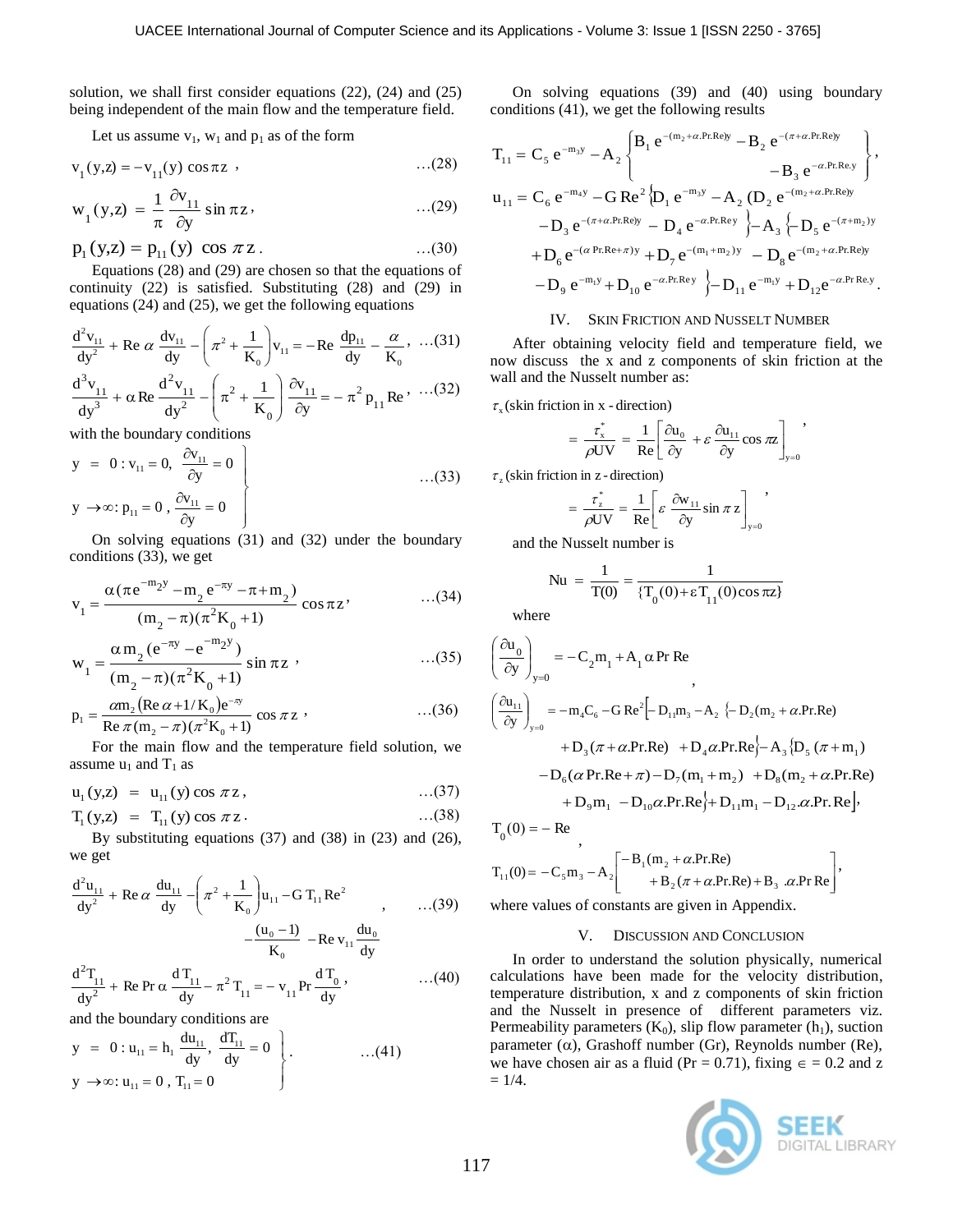solution, we shall first consider equations (22), (24) and (25) being independent of the main flow and the temperature field.

Let us assume $v_1$, $w_1$ and $p_1$ as of the form

$$v_1(y,z) = -v_{11}(y)\cos\pi z\ , \qquad \text{...(28)}$$

$$w_1(y,z) = \frac{1}{\pi}\frac{\partial v_{11}}{\partial y}\sin\pi z\ , \qquad \text{...(29)}$$

$$p_1(y,z) = p_{11}(y)\cos\pi z\ . \qquad \text{...(30)}$$

Equations (28) and (29) are chosen so that the equations of continuity (22) is satisfied. Substituting (28) and (29) in equations (24) and (25), we get the following equations

$$\frac{d^2 v_{11}}{dy^2} + \mathrm{Re}\,\alpha\frac{dv_{11}}{dy} - \left(\pi^2 + \frac{1}{K_0}\right)v_{11} = -\mathrm{Re}\frac{dp_{11}}{dy} - \frac{\alpha}{K_0}\ , \qquad \text{...(31)}$$

$$\frac{d^3 v_{11}}{dy^3} + \alpha\,\mathrm{Re}\frac{d^2 v_{11}}{dy^2} - \left(\pi^2 + \frac{1}{K_0}\right)\frac{\partial v_{11}}{\partial y} = -\pi^2 p_{11}\,\mathrm{Re}\ , \qquad \text{...(32)}$$

with the boundary conditions

$$\left.\begin{aligned} y &= 0 : v_{11} = 0,\ \frac{\partial v_{11}}{\partial y} = 0 \\ y &\to \infty : p_{11} = 0\ ,\ \frac{\partial v_{11}}{\partial y} = 0 \end{aligned}\right\} \qquad \text{...(33)}$$

On solving equations (31) and (32) under the boundary conditions (33), we get

$$v_1 = \frac{\alpha(\pi e^{-m_2 y} - m_2 e^{-\pi y} - \pi + m_2)}{(m_2 - \pi)(\pi^2 K_0 + 1)}\cos\pi z\ , \qquad \text{...(34)}$$

$$w_1 = \frac{\alpha m_2 (e^{-\pi y} - e^{-m_2 y})}{(m_2 - \pi)(\pi^2 K_0 + 1)}\sin\pi z\ , \qquad \text{...(35)}$$

$$p_1 = \frac{\alpha m_2(\mathrm{Re}\,\alpha + 1/K_0)e^{-\pi y}}{\mathrm{Re}\,\pi(m_2 - \pi)(\pi^2 K_0 + 1)}\cos\pi z\ , \qquad \text{...(36)}$$

For the main flow and the temperature field solution, we assume $u_1$ and $T_1$ as

$$u_1(y,z) = u_{11}(y)\cos\pi z\ , \qquad \text{...(37)}$$

$$T_1(y,z) = T_{11}(y)\cos\pi z\ . \qquad \text{...(38)}$$

By substituting equations (37) and (38) in (23) and (26), we get

$$\frac{d^2 u_{11}}{dy^2} + \mathrm{Re}\,\alpha\frac{du_{11}}{dy} - \left(\pi^2 + \frac{1}{K_0}\right)u_{11} - G\,T_{11}\,\mathrm{Re}^2 - \frac{(u_0 - 1)}{K_0} - \mathrm{Re}\,v_{11}\frac{du_0}{dy}\ , \qquad \text{...(39)}$$

$$\frac{d^2 T_{11}}{dy^2} + \mathrm{Re}\,\mathrm{Pr}\,\alpha\frac{dT_{11}}{dy} - \pi^2 T_{11} = -v_{11}\,\mathrm{Pr}\frac{dT_0}{dy}\ , \qquad \text{...(40)}$$

and the boundary conditions are

$$\left.\begin{aligned} y &= 0 : u_{11} = h_1\frac{du_{11}}{dy},\ \frac{dT_{11}}{dy} = 0 \\ y &\to \infty : u_{11} = 0\ ,\ T_{11} = 0 \end{aligned}\right\}. \qquad \text{...(41)}$$

On solving equations (39) and (40) using boundary conditions (41), we get the following results

$$T_{11} = C_5 e^{-m_3 y} - A_2\left\{B_1 e^{-(m_2+\alpha.\mathrm{Pr.Re})y} - B_2 e^{-(\pi+\alpha.\mathrm{Pr.Re})y} - B_3 e^{-\alpha.\mathrm{Pr.Re}.y}\right\},$$

$$\begin{aligned} u_{11} = C_6 e^{-m_4 y} - G\,\mathrm{Re}^2 \Big\{ & D_1 e^{-m_3 y} - A_2\,(D_2 e^{-(m_2+\alpha.\mathrm{Pr.Re})y} \\ & - D_3 e^{-(\pi+\alpha.\mathrm{Pr.Re})y} - D_4 e^{-\alpha.\mathrm{Pr.Re}y}\Big\} - A_3\Big\{-D_5 e^{-(\pi+m_2)y} \\ & + D_6 e^{-(\alpha\,\mathrm{Pr.Re}+\pi)y} + D_7 e^{-(m_1+m_2)y} - D_8 e^{-(m_2+\alpha.\mathrm{Pr.Re})y} \\ & - D_9 e^{-m_1 y} + D_{10} e^{-\alpha.\mathrm{Pr.Re}y}\Big\} - D_{11} e^{-m_1 y} + D_{12} e^{-\alpha.\mathrm{Pr\,Re}.y}. \end{aligned}$$

## IV. Skin Friction and Nusselt Number

After obtaining velocity field and temperature field, we now discuss the x and z components of skin friction at the wall and the Nusselt number as:

$\tau_x$ (skin friction in x - direction)

$$= \frac{\tau_x^*}{\rho U V} = \frac{1}{\mathrm{Re}}\left[\frac{\partial u_0}{\partial y} + \varepsilon\frac{\partial u_{11}}{\partial y}\cos\pi z\right]_{y=0},$$

$\tau_z$ (skin friction in z - direction)

$$= \frac{\tau_z^*}{\rho U V} = \frac{1}{\mathrm{Re}}\left[\varepsilon\frac{\partial w_{11}}{\partial y}\sin\pi z\right]_{y=0},$$

and the Nusselt number is

$$\mathrm{Nu} = \frac{1}{T(0)} = \frac{1}{\{T_0(0) + \varepsilon T_{11}(0)\cos\pi z\}}$$

where

$$\left(\frac{\partial u_0}{\partial y}\right)_{y=0} = -C_2 m_1 + A_1\,\alpha\,\mathrm{Pr}\,\mathrm{Re}\ ,$$

$$\begin{aligned} \left(\frac{\partial u_{11}}{\partial y}\right)_{y=0} = -m_4 C_6 - G\,\mathrm{Re}^2\Big[ & -D_{11} m_3 - A_2\,\{-D_2(m_2 + \alpha.\mathrm{Pr.Re}) \\ & + D_3(\pi + \alpha.\mathrm{Pr.Re}) + D_4\alpha.\mathrm{Pr.Re}\} - A_3\{D_5(\pi + m_1) \\ & - D_6(\alpha\,\mathrm{Pr.Re} + \pi) - D_7(m_1 + m_2) + D_8(m_2 + \alpha.\mathrm{Pr.Re}) \\ & + D_9 m_1 - D_{10}\alpha.\mathrm{Pr.Re}\} + D_{11} m_1 - D_{12}.\alpha.\mathrm{Pr.Re}\Big], \end{aligned}$$

$$T_0(0) = -\mathrm{Re}\ ,$$

$$T_{11}(0) = -C_5 m_3 - A_2\left[-B_1(m_2 + \alpha.\mathrm{Pr.Re}) + B_2(\pi + \alpha.\mathrm{Pr.Re}) + B_3\,.\alpha.\mathrm{Pr\,Re}\right],$$

where values of constants are given in Appendix.

## V. Discussion and Conclusion

In order to understand the solution physically, numerical calculations have been made for the velocity distribution, temperature distribution, x and z components of skin friction and the Nusselt in presence of different parameters viz. Permeability parameters ($K_0$), slip flow parameter ($h_1$), suction parameter ($\alpha$), Grashoff number (Gr), Reynolds number (Re), we have chosen air as a fluid (Pr = 0.71), fixing $\epsilon$ = 0.2 and z = 1/4.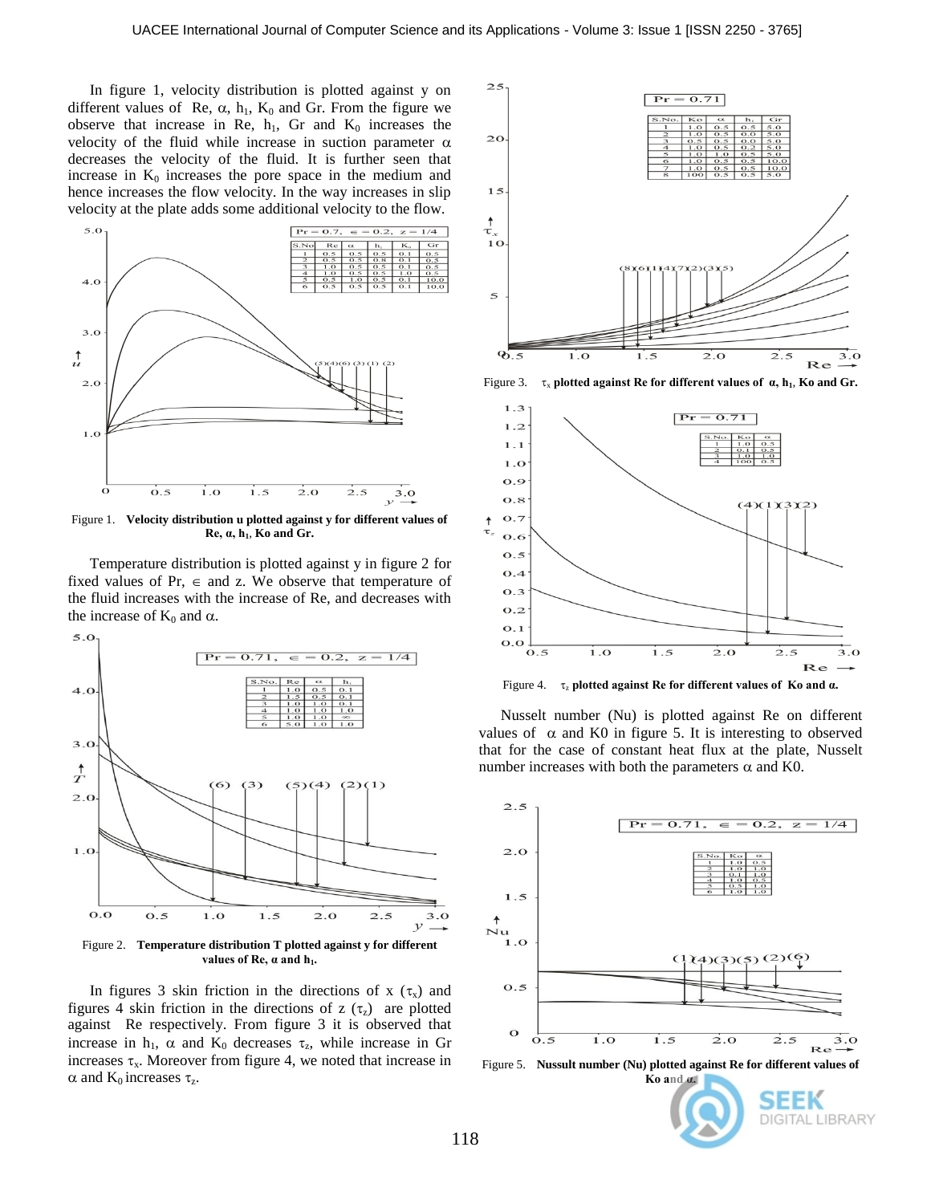In figure 1, velocity distribution is plotted against y on different values of Re, $\alpha$, $h_1$, $K_0$ and Gr. From the figure we observe that increase in Re, $h_1$, Gr and $K_0$ increases the velocity of the fluid while increase in suction parameter $\alpha$ decreases the velocity of the fluid. It is further seen that increase in $K_0$ increases the pore space in the medium and hence increases the flow velocity. In the way increases in slip velocity at the plate adds some additional velocity to the flow.

Figure 1. **Velocity distribution u plotted against y for different values of Re, α, $h_1$, Ko and Gr.**

Temperature distribution is plotted against y in figure 2 for fixed values of Pr, $\in$ and z. We observe that temperature of the fluid increases with the increase of Re, and decreases with the increase of $K_0$ and $\alpha$.

Figure 2. **Temperature distribution T plotted against y for different values of Re, α and $h_1$.**

In figures 3 skin friction in the directions of x ($\tau_x$) and figures 4 skin friction in the directions of z ($\tau_z$) are plotted against Re respectively. From figure 3 it is observed that increase in $h_1$, $\alpha$ and $K_0$ decreases $\tau_z$, while increase in Gr increases $\tau_x$. Moreover from figure 4, we noted that increase in $\alpha$ and $K_0$ increases $\tau_z$.

Figure 3. **$\tau_x$ plotted against Re for different values of α, $h_1$, Ko and Gr.**

Figure 4. **$\tau_z$ plotted against Re for different values of Ko and α.**

Nusselt number (Nu) is plotted against Re on different values of $\alpha$ and K0 in figure 5. It is interesting to observed that for the case of constant heat flux at the plate, Nusselt number increases with both the parameters $\alpha$ and K0.

Figure 5. **Nussult number (Nu) plotted against Re for different values of Ko and α.**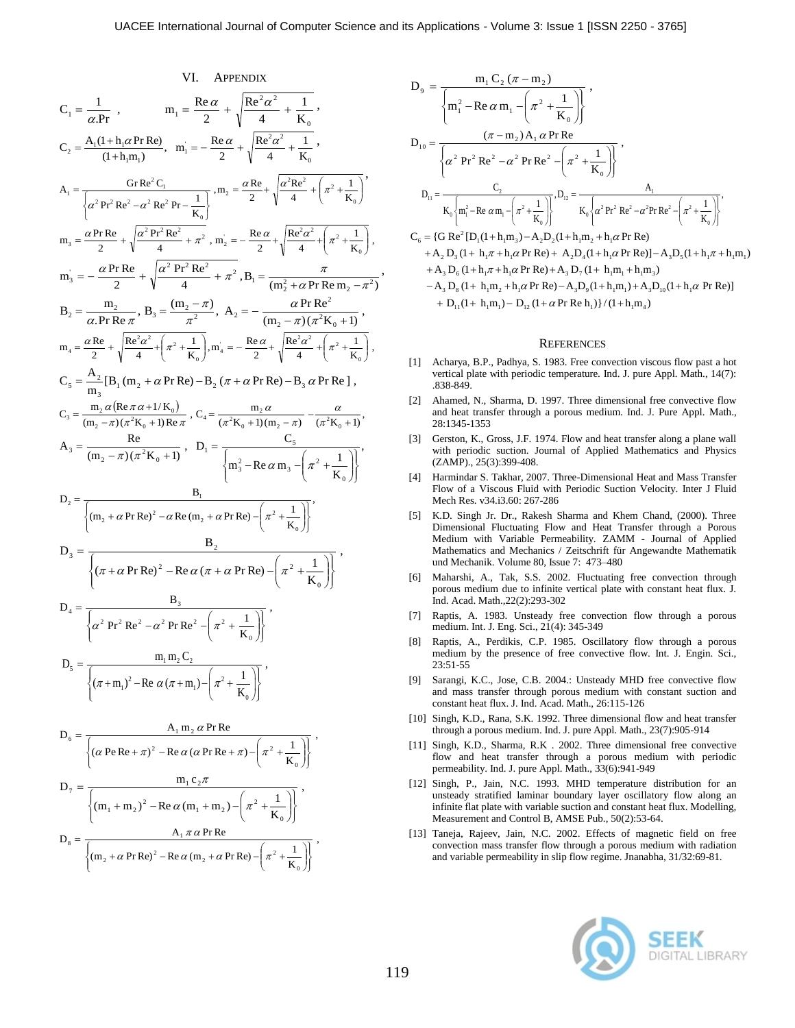## VI. APPENDIX

$$C_1 = \frac{1}{\alpha.\Pr}, \qquad m_1 = \frac{\operatorname{Re}\alpha}{2} + \sqrt{\frac{\operatorname{Re}^2\alpha^2}{4} + \frac{1}{K_0}},$$

$$C_2 = \frac{A_1(1+h_1\alpha\Pr\operatorname{Re})}{(1+h_1m_1)}, \quad m_1^{'} = -\frac{\operatorname{Re}\alpha}{2} + \sqrt{\frac{\operatorname{Re}^2\alpha^2}{4} + \frac{1}{K_0}},$$

$$A_1 = \frac{\operatorname{Gr}\operatorname{Re}^2 C_1}{\left\{\alpha^2\Pr^2\operatorname{Re}^2 - \alpha^2\operatorname{Re}^2\Pr - \frac{1}{K_0}\right\}}, m_2 = \frac{\alpha\operatorname{Re}}{2} + \sqrt{\frac{\alpha^2\operatorname{Re}^2}{4} + \left(\pi^2 + \frac{1}{K_0}\right)},$$

$$m_3 = \frac{\alpha\Pr\operatorname{Re}}{2} + \sqrt{\frac{\alpha^2\Pr^2\operatorname{Re}^2}{4} + \pi^2}, \; m_2^{'} = -\frac{\operatorname{Re}\alpha}{2} + \sqrt{\frac{\operatorname{Re}^2\alpha^2}{4} + \left(\pi^2 + \frac{1}{K_0}\right)},$$

$$m_3^{'} = -\frac{\alpha\Pr\operatorname{Re}}{2} + \sqrt{\frac{\alpha^2\Pr^2\operatorname{Re}^2}{4} + \pi^2}, B_1 = \frac{\pi}{(m_2^2 + \alpha\Pr\operatorname{Re} m_2 - \pi^2)},$$

$$B_2 = \frac{m_2}{\alpha.\Pr\operatorname{Re}\pi}, \; B_3 = \frac{(m_2 - \pi)}{\pi^2}, \; A_2 = -\frac{\alpha\Pr\operatorname{Re}^2}{(m_2 - \pi)(\pi^2 K_0 + 1)},$$

$$m_4 = \frac{\alpha\operatorname{Re}}{2} + \sqrt{\frac{\operatorname{Re}^2\alpha^2}{4} + \left(\pi^2 + \frac{1}{K_0}\right)}, m_4^{'} = -\frac{\operatorname{Re}\alpha}{2} + \sqrt{\frac{\operatorname{Re}^2\alpha^2}{4} + \left(\pi^2 + \frac{1}{K_0}\right)},$$

$$C_5 = \frac{A_2}{m_3}[B_1(m_2 + \alpha\Pr\operatorname{Re}) - B_2(\pi + \alpha\Pr\operatorname{Re}) - B_3\,\alpha\Pr\operatorname{Re}],$$

$$C_3 = \frac{m_2\,\alpha(\operatorname{Re}\pi\alpha + 1/K_0)}{(m_2 - \pi)(\pi^2 K_0 + 1)\operatorname{Re}\pi}, \; C_4 = \frac{m_2\,\alpha}{(\pi^2 K_0 + 1)(m_2 - \pi)} - \frac{\alpha}{(\pi^2 K_0 + 1)},$$

$$A_3 = \frac{\operatorname{Re}}{(m_2 - \pi)(\pi^2 K_0 + 1)}, \; D_1 = \frac{C_5}{\left\{m_3^2 - \operatorname{Re}\alpha\,m_3 - \left(\pi^2 + \frac{1}{K_0}\right)\right\}},$$

$$D_2 = \frac{B_1}{\left\{(m_2 + \alpha\Pr\operatorname{Re})^2 - \alpha\operatorname{Re}(m_2 + \alpha\Pr\operatorname{Re}) - \left(\pi^2 + \frac{1}{K_0}\right)\right\}},$$

$$D_3 = \frac{B_2}{\left\{(\pi + \alpha\Pr\operatorname{Re})^2 - \operatorname{Re}\alpha(\pi + \alpha\Pr\operatorname{Re}) - \left(\pi^2 + \frac{1}{K_0}\right)\right\}},$$

$$D_4 = \frac{B_3}{\left\{\alpha^2\Pr^2\operatorname{Re}^2 - \alpha^2\Pr\operatorname{Re}^2 - \left(\pi^2 + \frac{1}{K_0}\right)\right\}},$$

$$D_5 = \frac{m_1 m_2 C_2}{\left\{(\pi + m_1)^2 - \operatorname{Re}\alpha(\pi + m_1) - \left(\pi^2 + \frac{1}{K_0}\right)\right\}},$$

$$D_6 = \frac{A_1 m_2\,\alpha\Pr\operatorname{Re}}{\left\{(\alpha\operatorname{Pe}\operatorname{Re} + \pi)^2 - \operatorname{Re}\alpha(\alpha\Pr\operatorname{Re} + \pi) - \left(\pi^2 + \frac{1}{K_0}\right)\right\}},$$

$$D_7 = \frac{m_1 c_2 \pi}{\left\{(m_1 + m_2)^2 - \operatorname{Re}\alpha(m_1 + m_2) - \left(\pi^2 + \frac{1}{K_0}\right)\right\}},$$

$$D_8 = \frac{A_1\,\pi\,\alpha\Pr\operatorname{Re}}{\left\{(m_2 + \alpha\Pr\operatorname{Re})^2 - \operatorname{Re}\alpha(m_2 + \alpha\Pr\operatorname{Re}) - \left(\pi^2 + \frac{1}{K_0}\right)\right\}},$$

$$D_9 = \frac{m_1 C_2(\pi - m_2)}{\left\{m_1^2 - \operatorname{Re}\alpha\,m_1 - \left(\pi^2 + \frac{1}{K_0}\right)\right\}},$$

$$D_{10} = \frac{(\pi - m_2)A_1\,\alpha\Pr\operatorname{Re}}{\left\{\alpha^2\Pr^2\operatorname{Re}^2 - \alpha^2\Pr\operatorname{Re}^2 - \left(\pi^2 + \frac{1}{K_0}\right)\right\}},$$

$$D_{11} = \frac{C_2}{K_0\left\{m_1^2 - \operatorname{Re}\alpha\,m_1 - \left(\pi^2 + \frac{1}{K_0}\right)\right\}}, D_{12} = \frac{A_1}{K_0\left\{\alpha^2\Pr^2\operatorname{Re}^2 - \alpha^2\Pr\operatorname{Re}^2 - \left(\pi^2 + \frac{1}{K_0}\right)\right\}},$$

$$\begin{aligned}
C_6 = \{&G\operatorname{Re}^2[D_1(1+h_1m_3) - A_2D_2(1+h_1m_2+h_1\alpha\Pr\operatorname{Re}) \\
&+ A_2D_3(1+h_1\pi+h_1\alpha\Pr\operatorname{Re}) + A_2D_4(1+h_1\alpha\Pr\operatorname{Re})] - A_3D_5(1+h_1\pi+h_1m_1) \\
&+ A_3D_6(1+h_1\pi+h_1\alpha\Pr\operatorname{Re}) + A_3D_7(1+h_1m_1+h_1m_3) \\
&- A_3D_8(1+h_1m_2+h_1\alpha\Pr\operatorname{Re}) - A_3D_9(1+h_1m_1) + A_3D_{10}(1+h_1\alpha\Pr\operatorname{Re})] \\
&+ D_{11}(1+h_1m_1) - D_{12}(1+\alpha\Pr\operatorname{Re}h_1)\}/(1+h_1m_4)
\end{aligned}$$

## REFERENCES

[1] Acharya, B.P., Padhya, S. 1983. Free convection viscous flow past a hot vertical plate with periodic temperature. Ind. J. pure Appl. Math., 14(7): .838-849.

[2] Ahamed, N., Sharma, D. 1997. Three dimensional free convective flow and heat transfer through a porous medium. Ind. J. Pure Appl. Math., 28:1345-1353

[3] Gerston, K., Gross, J.F. 1974. Flow and heat transfer along a plane wall with periodic suction. Journal of Applied Mathematics and Physics (ZAMP)., 25(3):399-408.

[4] Harmindar S. Takhar, 2007. Three-Dimensional Heat and Mass Transfer Flow of a Viscous Fluid with Periodic Suction Velocity. Inter J Fluid Mech Res. v34.i3.60: 267-286

[5] K.D. Singh Jr. Dr., Rakesh Sharma and Khem Chand, (2000). Three Dimensional Fluctuating Flow and Heat Transfer through a Porous Medium with Variable Permeability. ZAMM - Journal of Applied Mathematics and Mechanics / Zeitschrift für Angewandte Mathematik und Mechanik. Volume 80, Issue 7: 473–480

[6] Maharshi, A., Tak, S.S. 2002. Fluctuating free convection through porous medium due to infinite vertical plate with constant heat flux. J. Ind. Acad. Math.,22(2):293-302

[7] Raptis, A. 1983. Unsteady free convection flow through a porous medium. Int. J. Eng. Sci., 21(4): 345-349

[8] Raptis, A., Perdikis, C.P. 1985. Oscillatory flow through a porous medium by the presence of free convective flow. Int. J. Engin. Sci., 23:51-55

[9] Sarangi, K.C., Jose, C.B. 2004.: Unsteady MHD free convective flow and mass transfer through porous medium with constant suction and constant heat flux. J. Ind. Acad. Math., 26:115-126

[10] Singh, K.D., Rana, S.K. 1992. Three dimensional flow and heat transfer through a porous medium. Ind. J. pure Appl. Math., 23(7):905-914

[11] Singh, K.D., Sharma, R.K . 2002. Three dimensional free convective flow and heat transfer through a porous medium with periodic permeability. Ind. J. pure Appl. Math., 33(6):941-949

[12] Singh, P., Jain, N.C. 1993. MHD temperature distribution for an unsteady stratified laminar boundary layer oscillatory flow along an infinite flat plate with variable suction and constant heat flux. Modelling, Measurement and Control B, AMSE Pub., 50(2):53-64.

[13] Taneja, Rajeev, Jain, N.C. 2002. Effects of magnetic field on free convection mass transfer flow through a porous medium with radiation and variable permeability in slip flow regime. Jnanabha, 31/32:69-81.